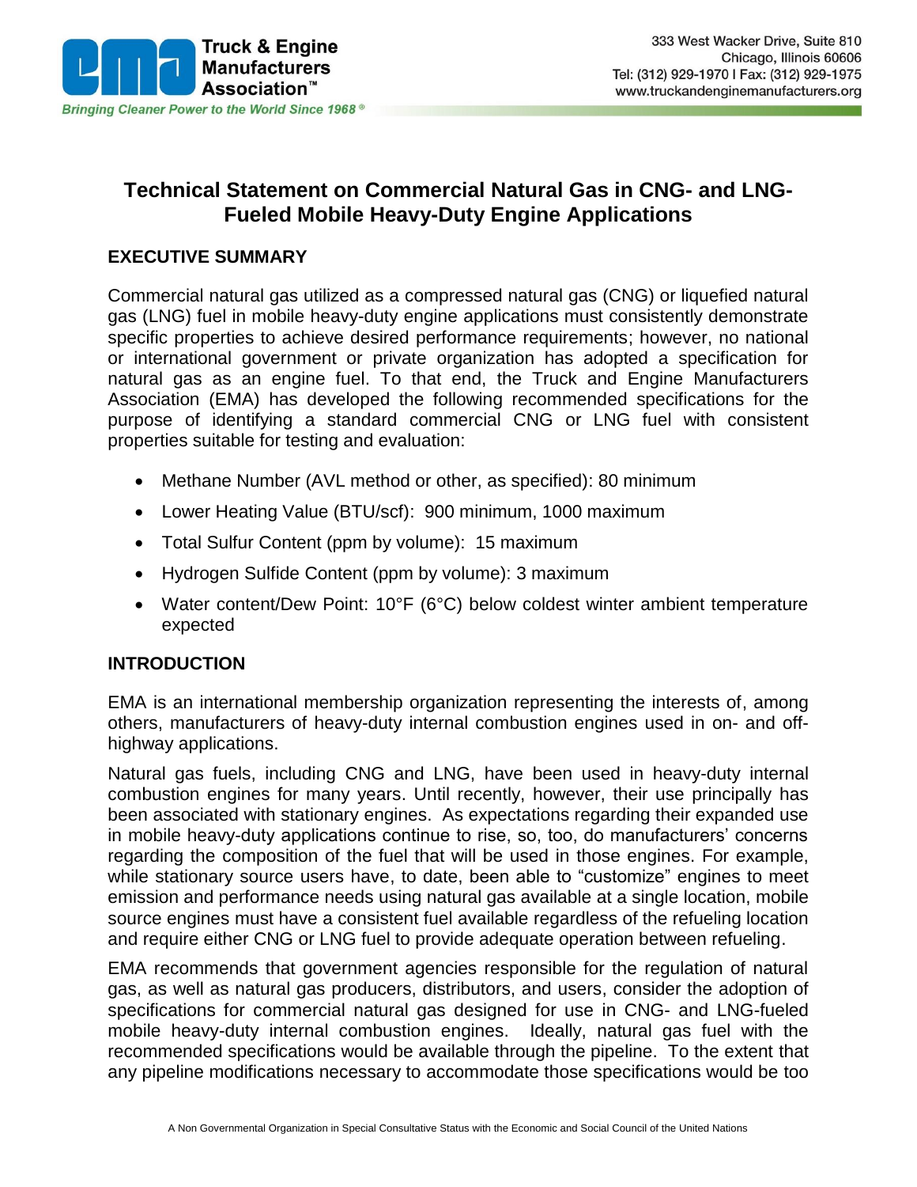# Technical Statement on Commercial Natural Gas in CNG- and LNG-Fueled Mobile Heavy-Duty Engine Applications

## EXECUTIVE SUMMARY

Commercial natural gas utilized as a compressed natural gas (CNG) or liquefied natural gas (LNG) fuel in mobile heavy-duty engine applications must consistently demonstrate specific properties to achieve desired performance requirements; however, no national or international government or private organization has adopted a specification for natural gas as an engine fuel. To that end, the Truck and Engine Manufacturers Association (EMA) has developed the following recommended specifications for the purpose of identifying a standard commercial CNG or LNG fuel with consistent properties suitable for testing and evaluation:

- Methane Number (AVL method or other, as specified): 80 minimum
- Lower Heating Value (BTU/scf): 900 minimum, 1000 maximum
- Total Sulfur Content (ppm by volume): 15 maximum
- Hydrogen Sulfide Content (ppm by volume): 3 maximum
- Water content/Dew Point: 10°F (6°C) below coldest winter ambient temperature expected

## INTRODUCTION

EMA is an international membership organization representing the interests of, among others, manufacturers of heavy-duty internal combustion engines used in on- and off-highway applications.

Natural gas fuels, including CNG and LNG, have been used in heavy-duty internal combustion engines for many years. Until recently, however, their use principally has been associated with stationary engines. As expectations regarding their expanded use in mobile heavy-duty applications continue to rise, so, too, do manufacturers' concerns regarding the composition of the fuel that will be used in those engines. For example, while stationary source users have, to date, been able to "customize" engines to meet emission and performance needs using natural gas available at a single location, mobile source engines must have a consistent fuel available regardless of the refueling location and require either CNG or LNG fuel to provide adequate operation between refueling.

EMA recommends that government agencies responsible for the regulation of natural gas, as well as natural gas producers, distributors, and users, consider the adoption of specifications for commercial natural gas designed for use in CNG- and LNG-fueled mobile heavy-duty internal combustion engines. Ideally, natural gas fuel with the recommended specifications would be available through the pipeline. To the extent that any pipeline modifications necessary to accommodate those specifications would be too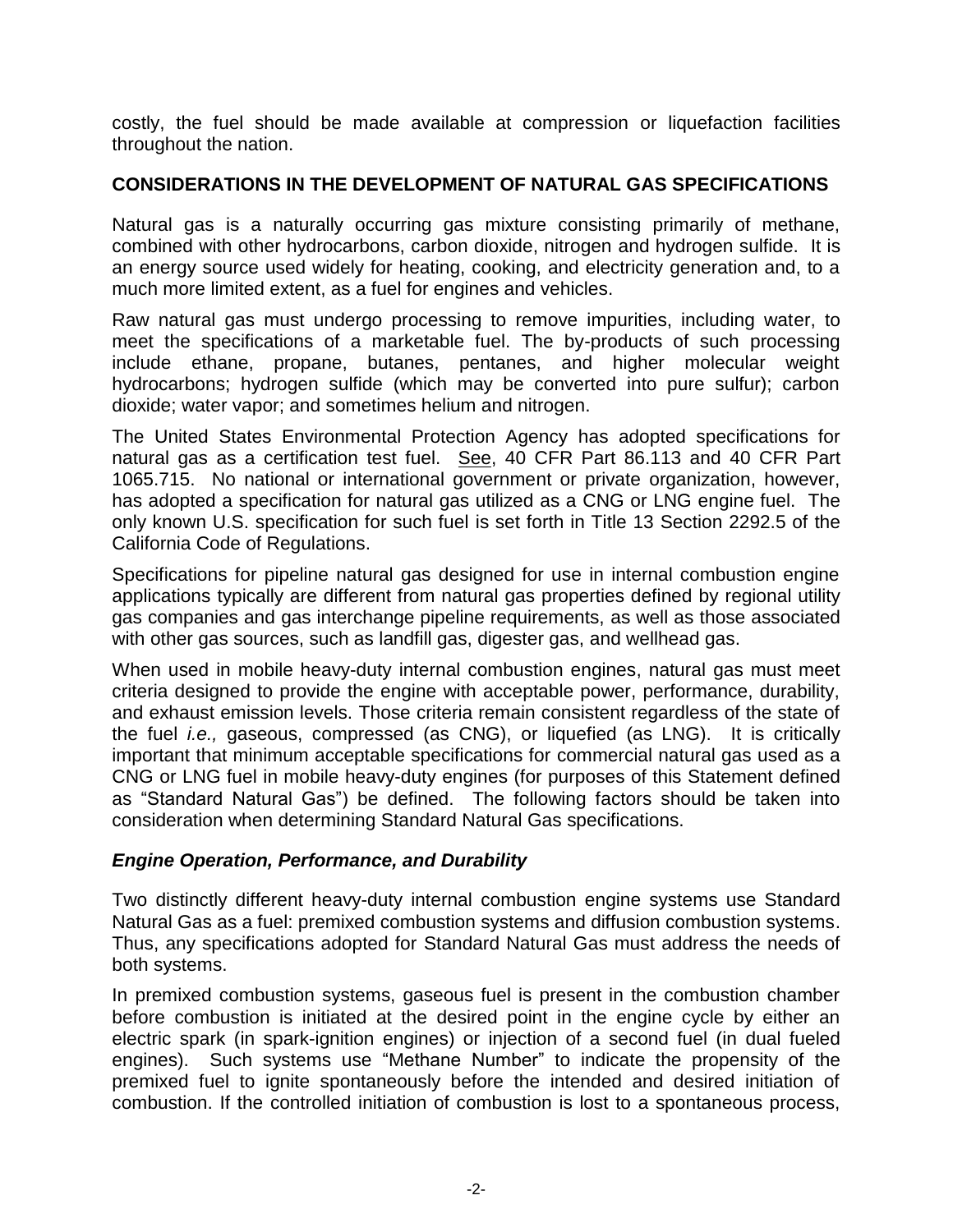costly, the fuel should be made available at compression or liquefaction facilities throughout the nation.

## CONSIDERATIONS IN THE DEVELOPMENT OF NATURAL GAS SPECIFICATIONS

Natural gas is a naturally occurring gas mixture consisting primarily of methane, combined with other hydrocarbons, carbon dioxide, nitrogen and hydrogen sulfide. It is an energy source used widely for heating, cooking, and electricity generation and, to a much more limited extent, as a fuel for engines and vehicles.

Raw natural gas must undergo processing to remove impurities, including water, to meet the specifications of a marketable fuel. The by-products of such processing include ethane, propane, butanes, pentanes, and higher molecular weight hydrocarbons; hydrogen sulfide (which may be converted into pure sulfur); carbon dioxide; water vapor; and sometimes helium and nitrogen.

The United States Environmental Protection Agency has adopted specifications for natural gas as a certification test fuel. See, 40 CFR Part 86.113 and 40 CFR Part 1065.715. No national or international government or private organization, however, has adopted a specification for natural gas utilized as a CNG or LNG engine fuel. The only known U.S. specification for such fuel is set forth in Title 13 Section 2292.5 of the California Code of Regulations.

Specifications for pipeline natural gas designed for use in internal combustion engine applications typically are different from natural gas properties defined by regional utility gas companies and gas interchange pipeline requirements, as well as those associated with other gas sources, such as landfill gas, digester gas, and wellhead gas.

When used in mobile heavy-duty internal combustion engines, natural gas must meet criteria designed to provide the engine with acceptable power, performance, durability, and exhaust emission levels. Those criteria remain consistent regardless of the state of the fuel *i.e.,* gaseous, compressed (as CNG), or liquefied (as LNG). It is critically important that minimum acceptable specifications for commercial natural gas used as a CNG or LNG fuel in mobile heavy-duty engines (for purposes of this Statement defined as "Standard Natural Gas") be defined. The following factors should be taken into consideration when determining Standard Natural Gas specifications.

### *Engine Operation, Performance, and Durability*

Two distinctly different heavy-duty internal combustion engine systems use Standard Natural Gas as a fuel: premixed combustion systems and diffusion combustion systems. Thus, any specifications adopted for Standard Natural Gas must address the needs of both systems.

In premixed combustion systems, gaseous fuel is present in the combustion chamber before combustion is initiated at the desired point in the engine cycle by either an electric spark (in spark-ignition engines) or injection of a second fuel (in dual fueled engines). Such systems use "Methane Number" to indicate the propensity of the premixed fuel to ignite spontaneously before the intended and desired initiation of combustion. If the controlled initiation of combustion is lost to a spontaneous process,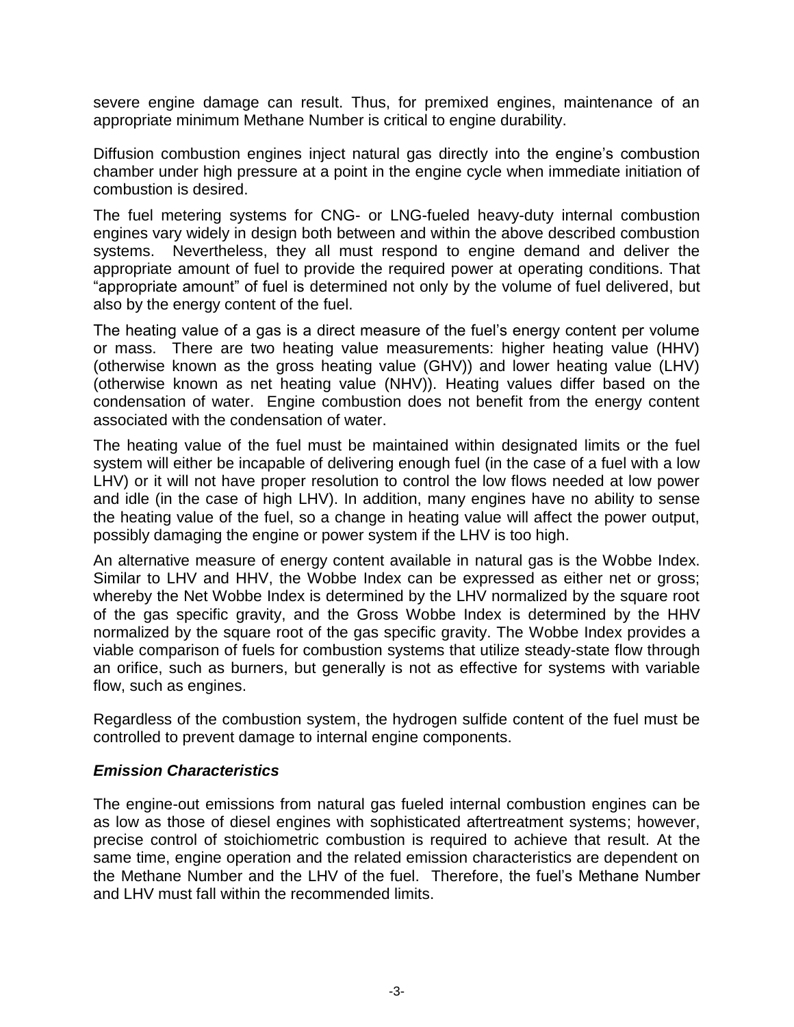severe engine damage can result. Thus, for premixed engines, maintenance of an appropriate minimum Methane Number is critical to engine durability.

Diffusion combustion engines inject natural gas directly into the engine's combustion chamber under high pressure at a point in the engine cycle when immediate initiation of combustion is desired.

The fuel metering systems for CNG- or LNG-fueled heavy-duty internal combustion engines vary widely in design both between and within the above described combustion systems. Nevertheless, they all must respond to engine demand and deliver the appropriate amount of fuel to provide the required power at operating conditions. That "appropriate amount" of fuel is determined not only by the volume of fuel delivered, but also by the energy content of the fuel.

The heating value of a gas is a direct measure of the fuel's energy content per volume or mass. There are two heating value measurements: higher heating value (HHV) (otherwise known as the gross heating value (GHV)) and lower heating value (LHV) (otherwise known as net heating value (NHV)). Heating values differ based on the condensation of water. Engine combustion does not benefit from the energy content associated with the condensation of water.

The heating value of the fuel must be maintained within designated limits or the fuel system will either be incapable of delivering enough fuel (in the case of a fuel with a low LHV) or it will not have proper resolution to control the low flows needed at low power and idle (in the case of high LHV). In addition, many engines have no ability to sense the heating value of the fuel, so a change in heating value will affect the power output, possibly damaging the engine or power system if the LHV is too high.

An alternative measure of energy content available in natural gas is the Wobbe Index. Similar to LHV and HHV, the Wobbe Index can be expressed as either net or gross; whereby the Net Wobbe Index is determined by the LHV normalized by the square root of the gas specific gravity, and the Gross Wobbe Index is determined by the HHV normalized by the square root of the gas specific gravity. The Wobbe Index provides a viable comparison of fuels for combustion systems that utilize steady-state flow through an orifice, such as burners, but generally is not as effective for systems with variable flow, such as engines.

Regardless of the combustion system, the hydrogen sulfide content of the fuel must be controlled to prevent damage to internal engine components.

### *Emission Characteristics*

The engine-out emissions from natural gas fueled internal combustion engines can be as low as those of diesel engines with sophisticated aftertreatment systems; however, precise control of stoichiometric combustion is required to achieve that result. At the same time, engine operation and the related emission characteristics are dependent on the Methane Number and the LHV of the fuel. Therefore, the fuel's Methane Number and LHV must fall within the recommended limits.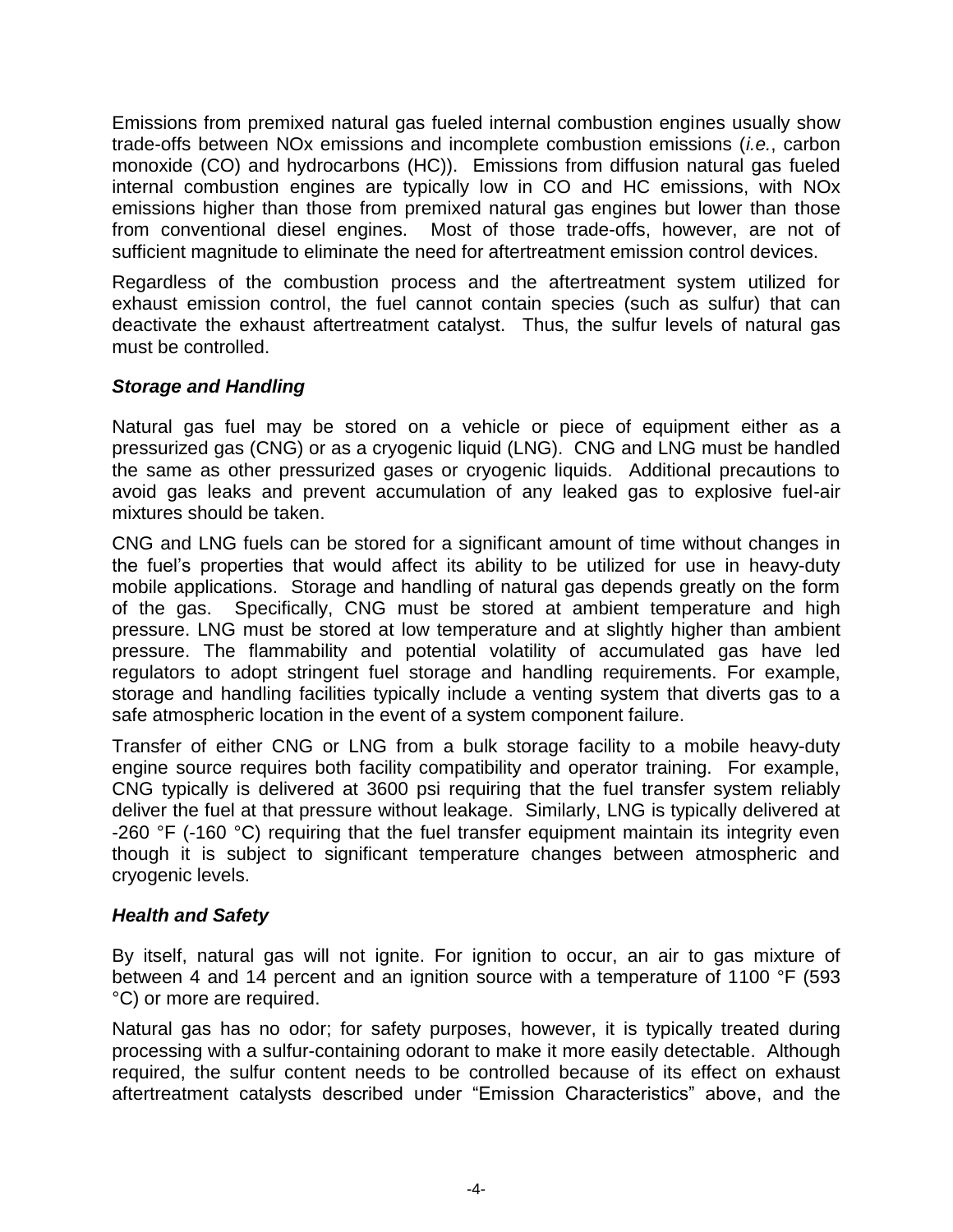Emissions from premixed natural gas fueled internal combustion engines usually show trade-offs between NOx emissions and incomplete combustion emissions (*i.e.*, carbon monoxide (CO) and hydrocarbons (HC)). Emissions from diffusion natural gas fueled internal combustion engines are typically low in CO and HC emissions, with NOx emissions higher than those from premixed natural gas engines but lower than those from conventional diesel engines. Most of those trade-offs, however, are not of sufficient magnitude to eliminate the need for aftertreatment emission control devices.

Regardless of the combustion process and the aftertreatment system utilized for exhaust emission control, the fuel cannot contain species (such as sulfur) that can deactivate the exhaust aftertreatment catalyst. Thus, the sulfur levels of natural gas must be controlled.

### *Storage and Handling*

Natural gas fuel may be stored on a vehicle or piece of equipment either as a pressurized gas (CNG) or as a cryogenic liquid (LNG). CNG and LNG must be handled the same as other pressurized gases or cryogenic liquids. Additional precautions to avoid gas leaks and prevent accumulation of any leaked gas to explosive fuel-air mixtures should be taken.

CNG and LNG fuels can be stored for a significant amount of time without changes in the fuel's properties that would affect its ability to be utilized for use in heavy-duty mobile applications. Storage and handling of natural gas depends greatly on the form of the gas. Specifically, CNG must be stored at ambient temperature and high pressure. LNG must be stored at low temperature and at slightly higher than ambient pressure. The flammability and potential volatility of accumulated gas have led regulators to adopt stringent fuel storage and handling requirements. For example, storage and handling facilities typically include a venting system that diverts gas to a safe atmospheric location in the event of a system component failure.

Transfer of either CNG or LNG from a bulk storage facility to a mobile heavy-duty engine source requires both facility compatibility and operator training. For example, CNG typically is delivered at 3600 psi requiring that the fuel transfer system reliably deliver the fuel at that pressure without leakage. Similarly, LNG is typically delivered at -260 °F (-160 °C) requiring that the fuel transfer equipment maintain its integrity even though it is subject to significant temperature changes between atmospheric and cryogenic levels.

### *Health and Safety*

By itself, natural gas will not ignite. For ignition to occur, an air to gas mixture of between 4 and 14 percent and an ignition source with a temperature of 1100 °F (593 °C) or more are required.

Natural gas has no odor; for safety purposes, however, it is typically treated during processing with a sulfur-containing odorant to make it more easily detectable. Although required, the sulfur content needs to be controlled because of its effect on exhaust aftertreatment catalysts described under "Emission Characteristics" above, and the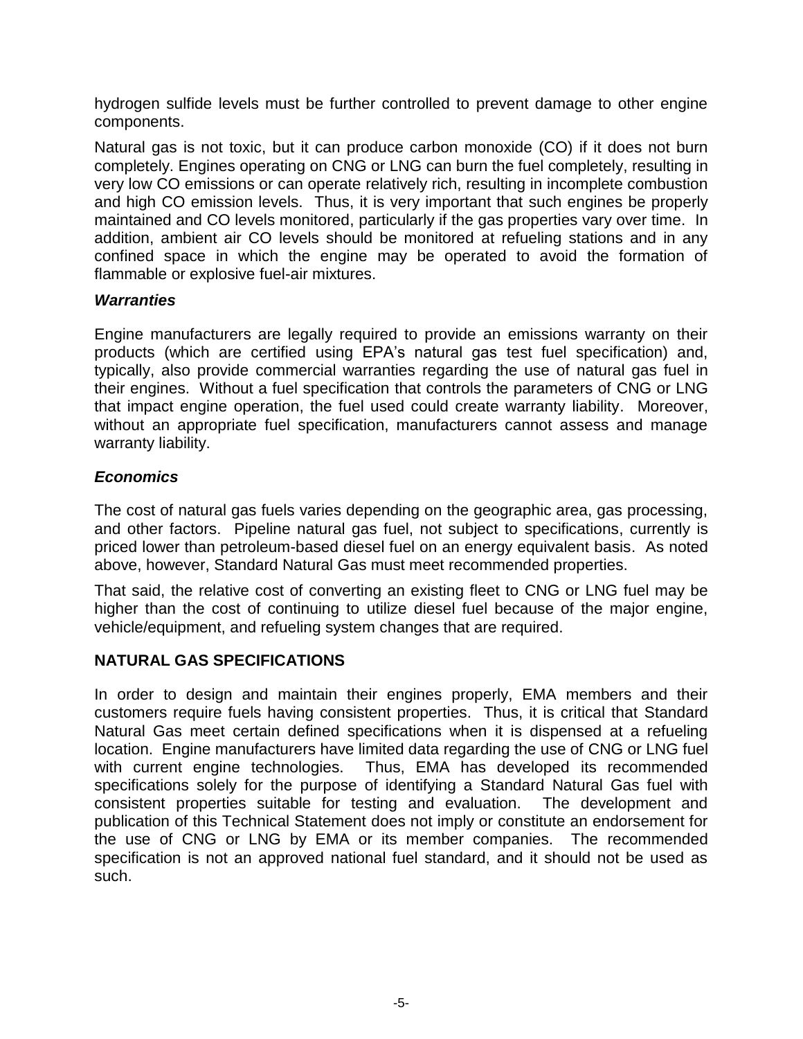hydrogen sulfide levels must be further controlled to prevent damage to other engine components.

Natural gas is not toxic, but it can produce carbon monoxide (CO) if it does not burn completely. Engines operating on CNG or LNG can burn the fuel completely, resulting in very low CO emissions or can operate relatively rich, resulting in incomplete combustion and high CO emission levels. Thus, it is very important that such engines be properly maintained and CO levels monitored, particularly if the gas properties vary over time. In addition, ambient air CO levels should be monitored at refueling stations and in any confined space in which the engine may be operated to avoid the formation of flammable or explosive fuel-air mixtures.

### *Warranties*

Engine manufacturers are legally required to provide an emissions warranty on their products (which are certified using EPA's natural gas test fuel specification) and, typically, also provide commercial warranties regarding the use of natural gas fuel in their engines. Without a fuel specification that controls the parameters of CNG or LNG that impact engine operation, the fuel used could create warranty liability. Moreover, without an appropriate fuel specification, manufacturers cannot assess and manage warranty liability.

### *Economics*

The cost of natural gas fuels varies depending on the geographic area, gas processing, and other factors. Pipeline natural gas fuel, not subject to specifications, currently is priced lower than petroleum-based diesel fuel on an energy equivalent basis. As noted above, however, Standard Natural Gas must meet recommended properties.

That said, the relative cost of converting an existing fleet to CNG or LNG fuel may be higher than the cost of continuing to utilize diesel fuel because of the major engine, vehicle/equipment, and refueling system changes that are required.

## NATURAL GAS SPECIFICATIONS

In order to design and maintain their engines properly, EMA members and their customers require fuels having consistent properties. Thus, it is critical that Standard Natural Gas meet certain defined specifications when it is dispensed at a refueling location. Engine manufacturers have limited data regarding the use of CNG or LNG fuel with current engine technologies. Thus, EMA has developed its recommended specifications solely for the purpose of identifying a Standard Natural Gas fuel with consistent properties suitable for testing and evaluation. The development and publication of this Technical Statement does not imply or constitute an endorsement for the use of CNG or LNG by EMA or its member companies. The recommended specification is not an approved national fuel standard, and it should not be used as such.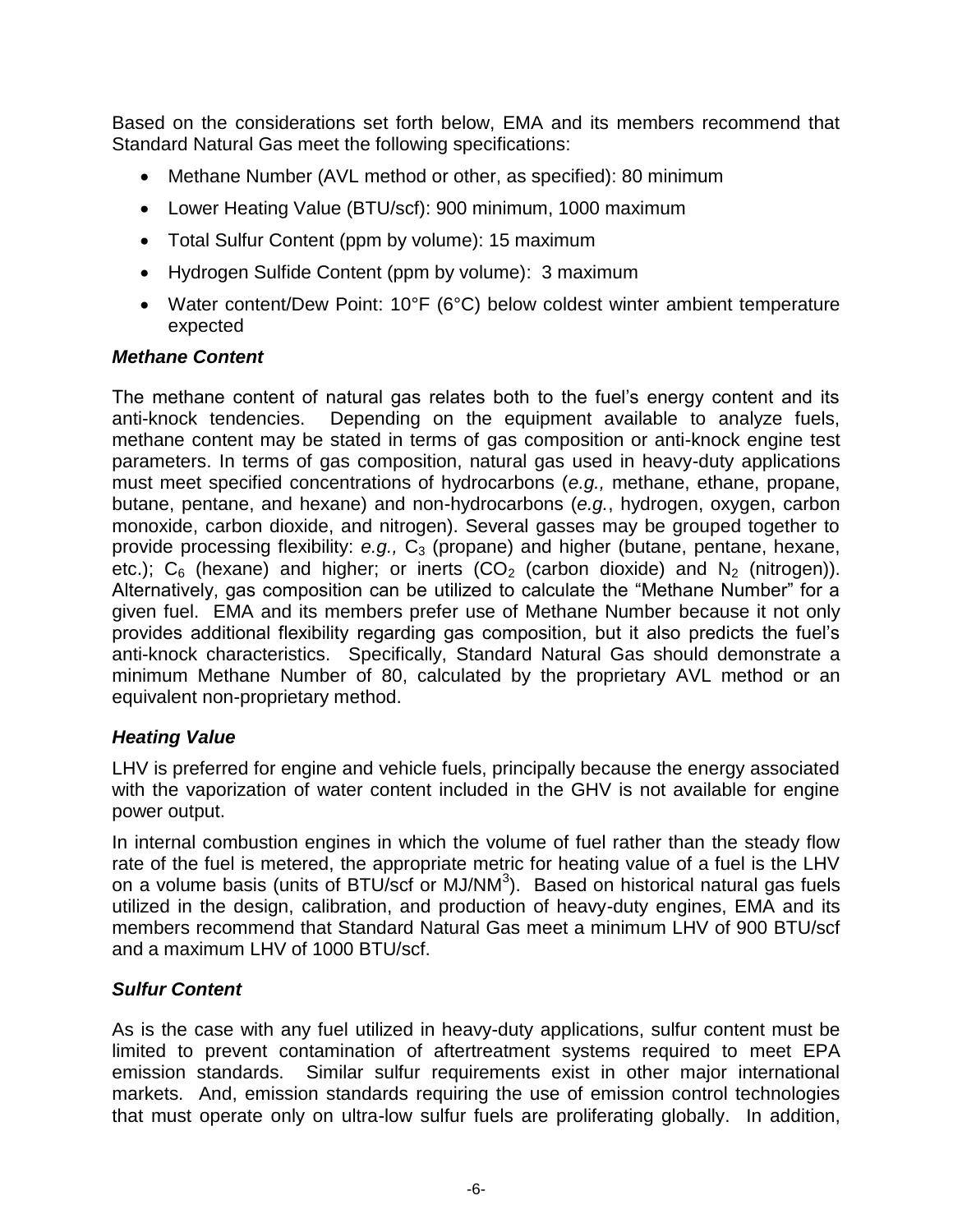Based on the considerations set forth below, EMA and its members recommend that Standard Natural Gas meet the following specifications:

- Methane Number (AVL method or other, as specified): 80 minimum
- Lower Heating Value (BTU/scf): 900 minimum, 1000 maximum
- Total Sulfur Content (ppm by volume): 15 maximum
- Hydrogen Sulfide Content (ppm by volume): 3 maximum
- Water content/Dew Point: 10°F (6°C) below coldest winter ambient temperature expected

### *Methane Content*

The methane content of natural gas relates both to the fuel's energy content and its anti-knock tendencies. Depending on the equipment available to analyze fuels, methane content may be stated in terms of gas composition or anti-knock engine test parameters. In terms of gas composition, natural gas used in heavy-duty applications must meet specified concentrations of hydrocarbons (*e.g.,* methane, ethane, propane, butane, pentane, and hexane) and non-hydrocarbons (*e.g.*, hydrogen, oxygen, carbon monoxide, carbon dioxide, and nitrogen). Several gasses may be grouped together to provide processing flexibility: *e.g.,* $C_3$ (propane) and higher (butane, pentane, hexane, etc.); $C_6$ (hexane) and higher; or inerts ($CO_2$ (carbon dioxide) and $N_2$ (nitrogen)). Alternatively, gas composition can be utilized to calculate the "Methane Number" for a given fuel. EMA and its members prefer use of Methane Number because it not only provides additional flexibility regarding gas composition, but it also predicts the fuel's anti-knock characteristics. Specifically, Standard Natural Gas should demonstrate a minimum Methane Number of 80, calculated by the proprietary AVL method or an equivalent non-proprietary method.

### *Heating Value*

LHV is preferred for engine and vehicle fuels, principally because the energy associated with the vaporization of water content included in the GHV is not available for engine power output.

In internal combustion engines in which the volume of fuel rather than the steady flow rate of the fuel is metered, the appropriate metric for heating value of a fuel is the LHV on a volume basis (units of BTU/scf or $MJ/NM^3$). Based on historical natural gas fuels utilized in the design, calibration, and production of heavy-duty engines, EMA and its members recommend that Standard Natural Gas meet a minimum LHV of 900 BTU/scf and a maximum LHV of 1000 BTU/scf.

### *Sulfur Content*

As is the case with any fuel utilized in heavy-duty applications, sulfur content must be limited to prevent contamination of aftertreatment systems required to meet EPA emission standards. Similar sulfur requirements exist in other major international markets. And, emission standards requiring the use of emission control technologies that must operate only on ultra-low sulfur fuels are proliferating globally. In addition,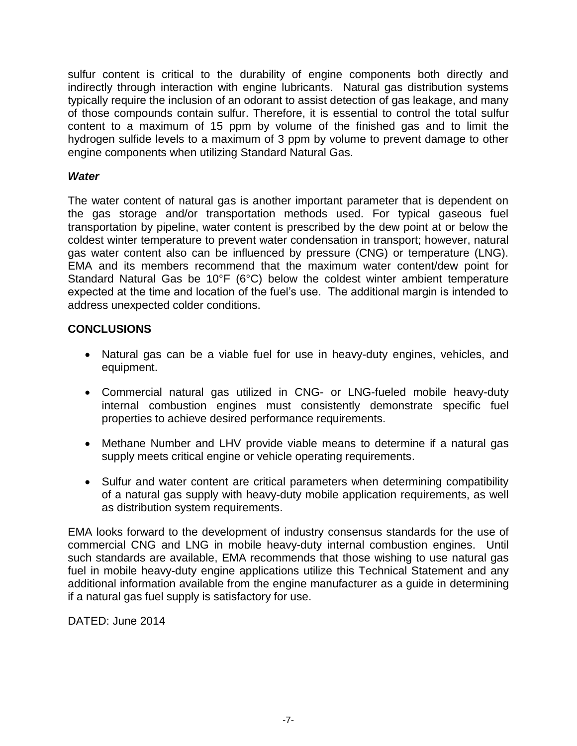sulfur content is critical to the durability of engine components both directly and indirectly through interaction with engine lubricants. Natural gas distribution systems typically require the inclusion of an odorant to assist detection of gas leakage, and many of those compounds contain sulfur. Therefore, it is essential to control the total sulfur content to a maximum of 15 ppm by volume of the finished gas and to limit the hydrogen sulfide levels to a maximum of 3 ppm by volume to prevent damage to other engine components when utilizing Standard Natural Gas.

***Water***

The water content of natural gas is another important parameter that is dependent on the gas storage and/or transportation methods used. For typical gaseous fuel transportation by pipeline, water content is prescribed by the dew point at or below the coldest winter temperature to prevent water condensation in transport; however, natural gas water content also can be influenced by pressure (CNG) or temperature (LNG). EMA and its members recommend that the maximum water content/dew point for Standard Natural Gas be 10°F (6°C) below the coldest winter ambient temperature expected at the time and location of the fuel's use. The additional margin is intended to address unexpected colder conditions.

**CONCLUSIONS**

- Natural gas can be a viable fuel for use in heavy-duty engines, vehicles, and equipment.
- Commercial natural gas utilized in CNG- or LNG-fueled mobile heavy-duty internal combustion engines must consistently demonstrate specific fuel properties to achieve desired performance requirements.
- Methane Number and LHV provide viable means to determine if a natural gas supply meets critical engine or vehicle operating requirements.
- Sulfur and water content are critical parameters when determining compatibility of a natural gas supply with heavy-duty mobile application requirements, as well as distribution system requirements.

EMA looks forward to the development of industry consensus standards for the use of commercial CNG and LNG in mobile heavy-duty internal combustion engines. Until such standards are available, EMA recommends that those wishing to use natural gas fuel in mobile heavy-duty engine applications utilize this Technical Statement and any additional information available from the engine manufacturer as a guide in determining if a natural gas fuel supply is satisfactory for use.

DATED: June 2014